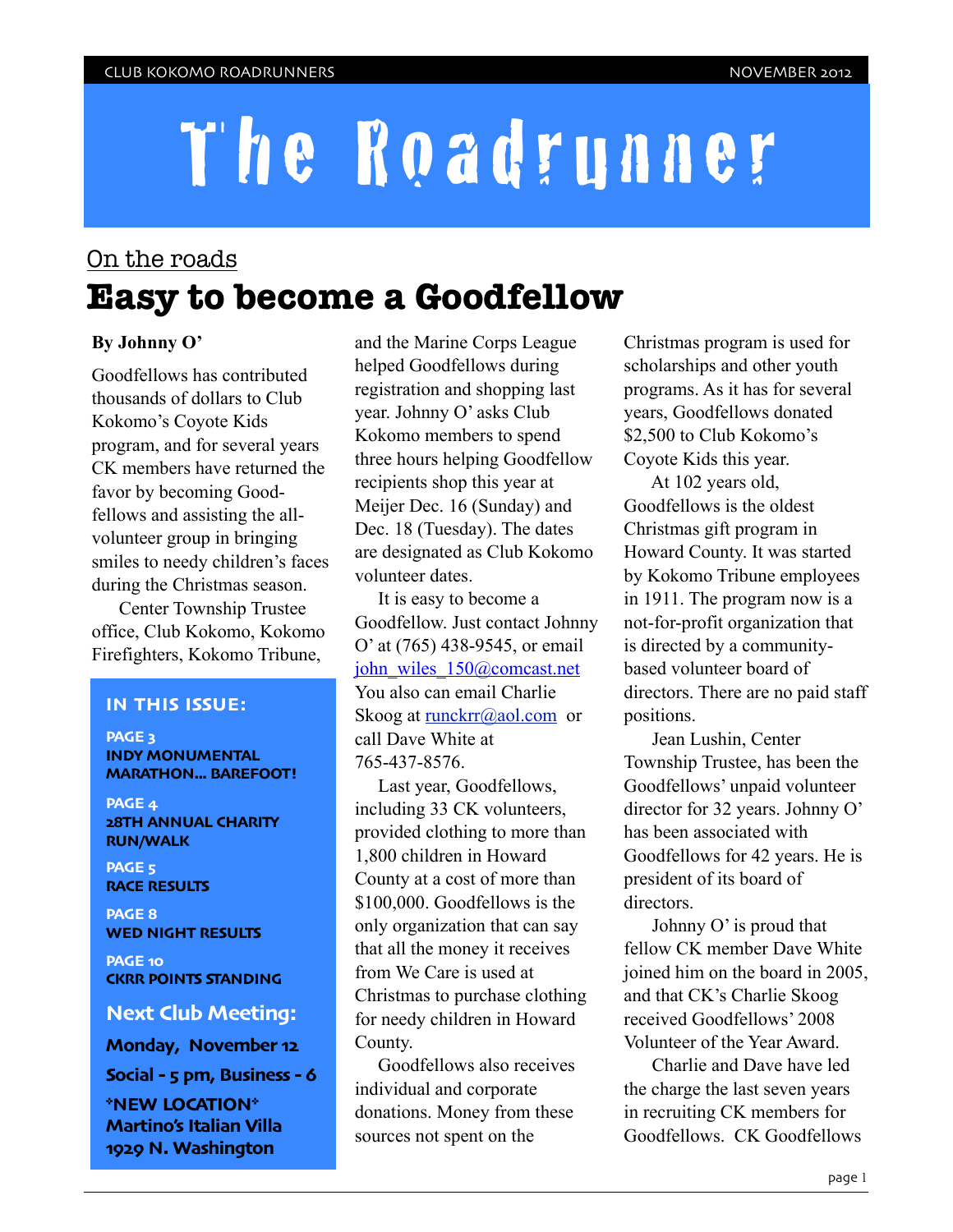CLUB KOKOMO ROADRUNNERS NOVEMBER 2012

# The Roadrunner

On the roads

## Easy to become a Goodfellow

**By Johnny O'**

Goodfellows has contributed thousands of dollars to Club Kokomo's Coyote Kids program, and for several years CK members have returned the favor by becoming Goodfellows and assisting the all-volunteer group in bringing smiles to needy children's faces during the Christmas season.

Center Township Trustee office, Club Kokomo, Kokomo Firefighters, Kokomo Tribune, and the Marine Corps League helped Goodfellows during registration and shopping last year. Johnny O' asks Club Kokomo members to spend three hours helping Goodfellow recipients shop this year at Meijer Dec. 16 (Sunday) and Dec. 18 (Tuesday). The dates are designated as Club Kokomo volunteer dates.

It is easy to become a Goodfellow. Just contact Johnny O' at (765) 438-9545, or email john_wiles_150@comcast.net You also can email Charlie Skoog at runckrr@aol.com or call Dave White at 765-437-8576.

Last year, Goodfellows, including 33 CK volunteers, provided clothing to more than 1,800 children in Howard County at a cost of more than $100,000. Goodfellows is the only organization that can say that all the money it receives from We Care is used at Christmas to purchase clothing for needy children in Howard County.

Goodfellows also receives individual and corporate donations. Money from these sources not spent on the Christmas program is used for scholarships and other youth programs. As it has for several years, Goodfellows donated $2,500 to Club Kokomo's Coyote Kids this year.

At 102 years old, Goodfellows is the oldest Christmas gift program in Howard County. It was started by Kokomo Tribune employees in 1911. The program now is a not-for-profit organization that is directed by a community-based volunteer board of directors. There are no paid staff positions.

Jean Lushin, Center Township Trustee, has been the Goodfellows' unpaid volunteer director for 32 years. Johnny O' has been associated with Goodfellows for 42 years. He is president of its board of directors.

Johnny O' is proud that fellow CK member Dave White joined him on the board in 2005, and that CK's Charlie Skoog received Goodfellows' 2008 Volunteer of the Year Award.

Charlie and Dave have led the charge the last seven years in recruiting CK members for Goodfellows. CK Goodfellows

---

**IN THIS ISSUE:**

**PAGE 3**
**INDY MONUMENTAL MARATHON... BAREFOOT!**

**PAGE 4**
**28TH ANNUAL CHARITY RUN/WALK**

**PAGE 5**
**RACE RESULTS**

**PAGE 8**
**WED NIGHT RESULTS**

**PAGE 10**
**CKRR POINTS STANDING**

**Next Club Meeting:**

**Monday, November 12**

**Social - 5 pm, Business - 6**

***NEW LOCATION***
**Martino's Italian Villa**
**1929 N. Washington**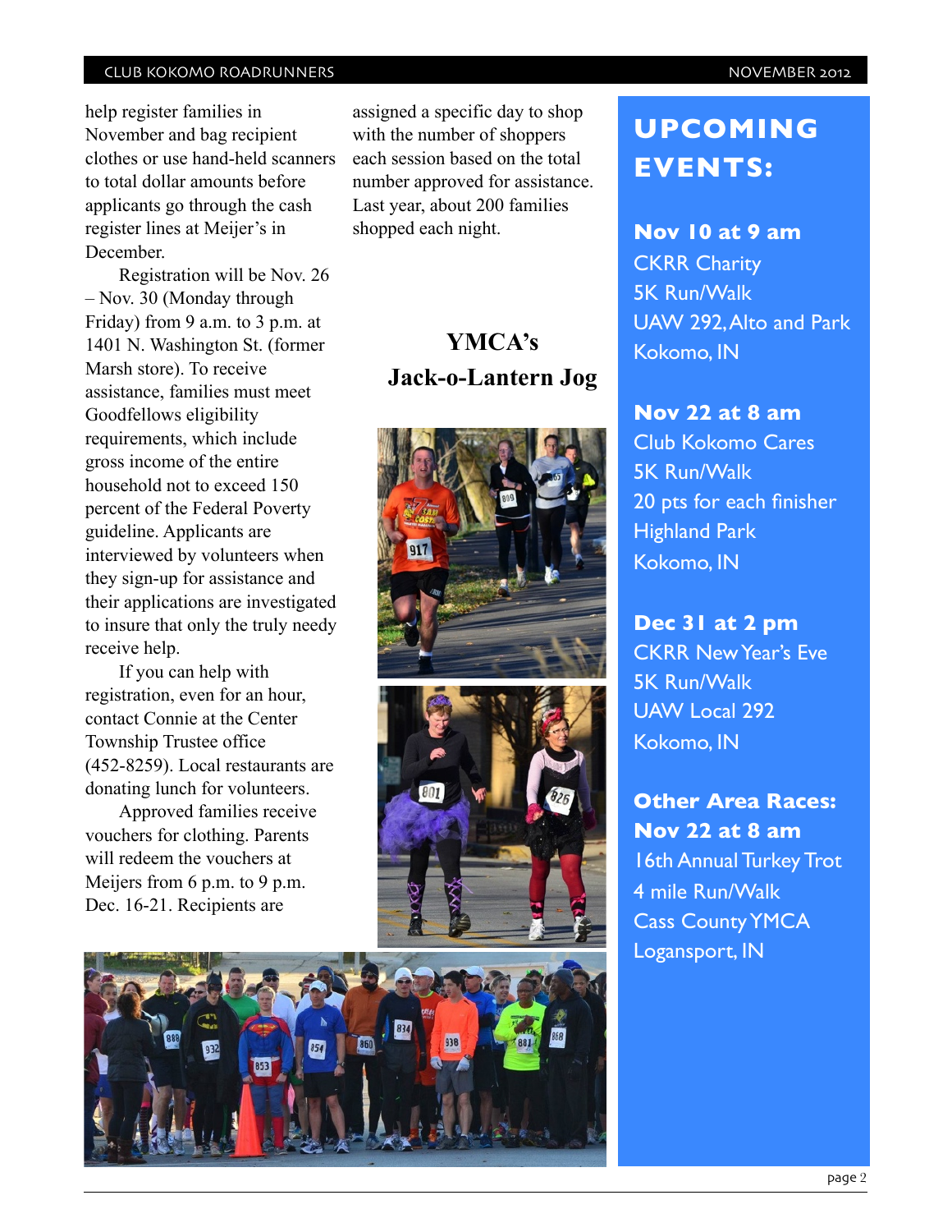help register families in November and bag recipient clothes or use hand-held scanners to total dollar amounts before applicants go through the cash register lines at Meijer's in December.

Registration will be Nov. 26 – Nov. 30 (Monday through Friday) from 9 a.m. to 3 p.m. at 1401 N. Washington St. (former Marsh store). To receive assistance, families must meet Goodfellows eligibility requirements, which include gross income of the entire household not to exceed 150 percent of the Federal Poverty guideline. Applicants are interviewed by volunteers when they sign-up for assistance and their applications are investigated to insure that only the truly needy receive help.

If you can help with registration, even for an hour, contact Connie at the Center Township Trustee office (452-8259). Local restaurants are donating lunch for volunteers.

Approved families receive vouchers for clothing. Parents will redeem the vouchers at Meijers from 6 p.m. to 9 p.m. Dec. 16-21. Recipients are assigned a specific day to shop with the number of shoppers each session based on the total number approved for assistance. Last year, about 200 families shopped each night.

## YMCA's Jack-o-Lantern Jog

# UPCOMING EVENTS:

**Nov 10 at 9 am**
CKRR Charity
5K Run/Walk
UAW 292, Alto and Park
Kokomo, IN

**Nov 22 at 8 am**
Club Kokomo Cares
5K Run/Walk
20 pts for each finisher
Highland Park
Kokomo, IN

**Dec 31 at 2 pm**
CKRR New Year's Eve
5K Run/Walk
UAW Local 292
Kokomo, IN

**Other Area Races:**
**Nov 22 at 8 am**
16th Annual Turkey Trot
4 mile Run/Walk
Cass County YMCA
Logansport, IN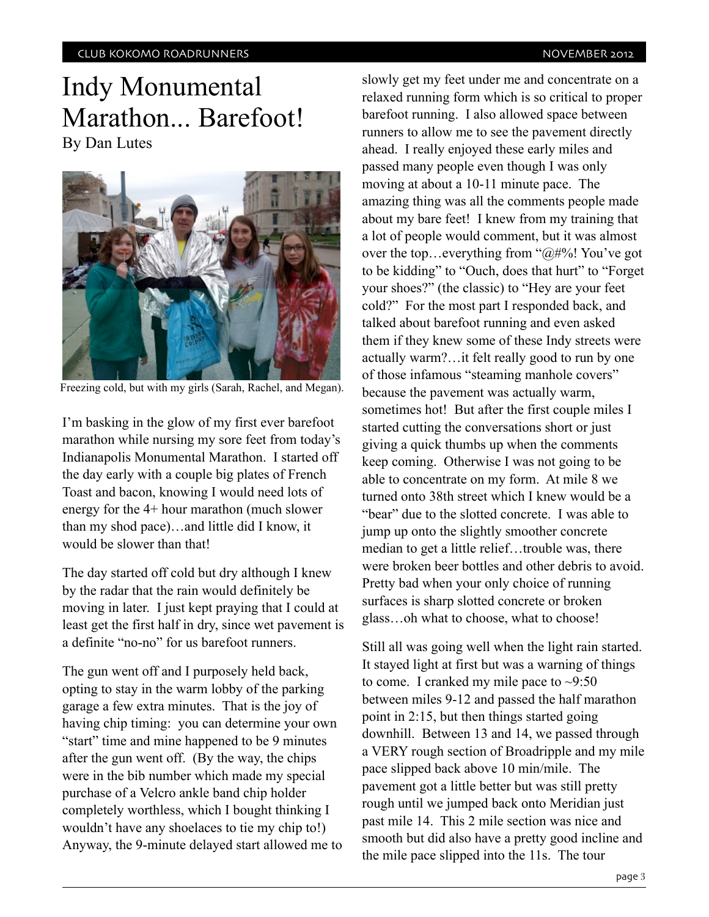# Indy Monumental Marathon... Barefoot!

By Dan Lutes

Freezing cold, but with my girls (Sarah, Rachel, and Megan).

I'm basking in the glow of my first ever barefoot marathon while nursing my sore feet from today's Indianapolis Monumental Marathon. I started off the day early with a couple big plates of French Toast and bacon, knowing I would need lots of energy for the 4+ hour marathon (much slower than my shod pace)…and little did I know, it would be slower than that!

The day started off cold but dry although I knew by the radar that the rain would definitely be moving in later. I just kept praying that I could at least get the first half in dry, since wet pavement is a definite "no-no" for us barefoot runners.

The gun went off and I purposely held back, opting to stay in the warm lobby of the parking garage a few extra minutes. That is the joy of having chip timing: you can determine your own "start" time and mine happened to be 9 minutes after the gun went off. (By the way, the chips were in the bib number which made my special purchase of a Velcro ankle band chip holder completely worthless, which I bought thinking I wouldn't have any shoelaces to tie my chip to!) Anyway, the 9-minute delayed start allowed me to slowly get my feet under me and concentrate on a relaxed running form which is so critical to proper barefoot running. I also allowed space between runners to allow me to see the pavement directly ahead. I really enjoyed these early miles and passed many people even though I was only moving at about a 10-11 minute pace. The amazing thing was all the comments people made about my bare feet! I knew from my training that a lot of people would comment, but it was almost over the top…everything from "@#%! You've got to be kidding" to "Ouch, does that hurt" to "Forget your shoes?" (the classic) to "Hey are your feet cold?" For the most part I responded back, and talked about barefoot running and even asked them if they knew some of these Indy streets were actually warm?…it felt really good to run by one of those infamous "steaming manhole covers" because the pavement was actually warm, sometimes hot! But after the first couple miles I started cutting the conversations short or just giving a quick thumbs up when the comments keep coming. Otherwise I was not going to be able to concentrate on my form. At mile 8 we turned onto 38th street which I knew would be a "bear" due to the slotted concrete. I was able to jump up onto the slightly smoother concrete median to get a little relief…trouble was, there were broken beer bottles and other debris to avoid. Pretty bad when your only choice of running surfaces is sharp slotted concrete or broken glass…oh what to choose, what to choose!

Still all was going well when the light rain started. It stayed light at first but was a warning of things to come. I cranked my mile pace to ~9:50 between miles 9-12 and passed the half marathon point in 2:15, but then things started going downhill. Between 13 and 14, we passed through a VERY rough section of Broadripple and my mile pace slipped back above 10 min/mile. The pavement got a little better but was still pretty rough until we jumped back onto Meridian just past mile 14. This 2 mile section was nice and smooth but did also have a pretty good incline and the mile pace slipped into the 11s. The tour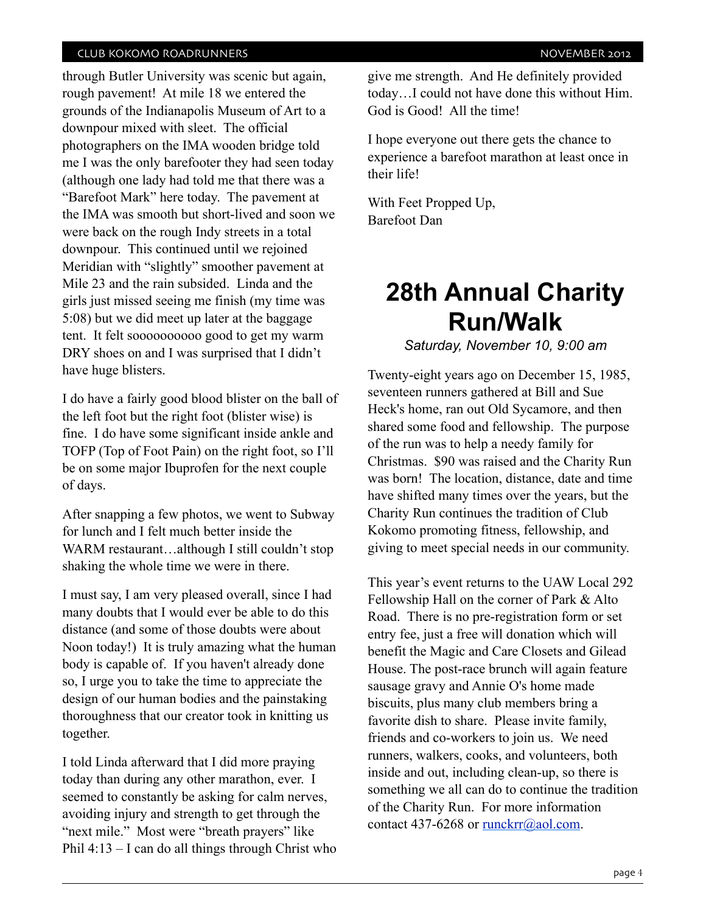through Butler University was scenic but again, rough pavement! At mile 18 we entered the grounds of the Indianapolis Museum of Art to a downpour mixed with sleet. The official photographers on the IMA wooden bridge told me I was the only barefooter they had seen today (although one lady had told me that there was a "Barefoot Mark" here today. The pavement at the IMA was smooth but short-lived and soon we were back on the rough Indy streets in a total downpour. This continued until we rejoined Meridian with "slightly" smoother pavement at Mile 23 and the rain subsided. Linda and the girls just missed seeing me finish (my time was 5:08) but we did meet up later at the baggage tent. It felt sooooooooooo good to get my warm DRY shoes on and I was surprised that I didn't have huge blisters.

I do have a fairly good blood blister on the ball of the left foot but the right foot (blister wise) is fine. I do have some significant inside ankle and TOFP (Top of Foot Pain) on the right foot, so I'll be on some major Ibuprofen for the next couple of days.

After snapping a few photos, we went to Subway for lunch and I felt much better inside the WARM restaurant…although I still couldn't stop shaking the whole time we were in there.

I must say, I am very pleased overall, since I had many doubts that I would ever be able to do this distance (and some of those doubts were about Noon today!) It is truly amazing what the human body is capable of. If you haven't already done so, I urge you to take the time to appreciate the design of our human bodies and the painstaking thoroughness that our creator took in knitting us together.

I told Linda afterward that I did more praying today than during any other marathon, ever. I seemed to constantly be asking for calm nerves, avoiding injury and strength to get through the "next mile." Most were "breath prayers" like Phil 4:13 – I can do all things through Christ who give me strength. And He definitely provided today…I could not have done this without Him. God is Good! All the time!

I hope everyone out there gets the chance to experience a barefoot marathon at least once in their life!

With Feet Propped Up,
Barefoot Dan

# 28th Annual Charity Run/Walk

*Saturday, November 10, 9:00 am*

Twenty-eight years ago on December 15, 1985, seventeen runners gathered at Bill and Sue Heck's home, ran out Old Sycamore, and then shared some food and fellowship. The purpose of the run was to help a needy family for Christmas. $90 was raised and the Charity Run was born! The location, distance, date and time have shifted many times over the years, but the Charity Run continues the tradition of Club Kokomo promoting fitness, fellowship, and giving to meet special needs in our community.

This year's event returns to the UAW Local 292 Fellowship Hall on the corner of Park & Alto Road. There is no pre-registration form or set entry fee, just a free will donation which will benefit the Magic and Care Closets and Gilead House. The post-race brunch will again feature sausage gravy and Annie O's home made biscuits, plus many club members bring a favorite dish to share. Please invite family, friends and co-workers to join us. We need runners, walkers, cooks, and volunteers, both inside and out, including clean-up, so there is something we all can do to continue the tradition of the Charity Run. For more information contact 437-6268 or runckrr@aol.com.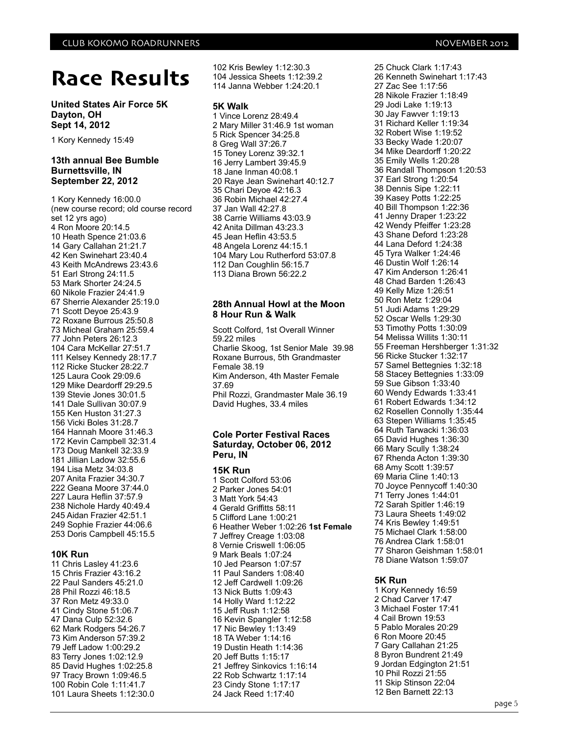# Race Results

**United States Air Force 5K**
**Dayton, OH**
**Sept 14, 2012**

1 Kory Kennedy 15:49

**13th annual Bee Bumble**
**Burnettsville, IN**
**September 22, 2012**

1 Kory Kennedy 16:00.0
(new course record; old course record set 12 yrs ago)
4 Ron Moore 20:14.5
10 Heath Spence 21:03.6
14 Gary Callahan 21:21.7
42 Ken Swinehart 23:40.4
43 Keith McAndrews 23:43.6
51 Earl Strong 24:11.5
53 Mark Shorter 24:24.5
60 Nikole Frazier 24:41.9
67 Sherrie Alexander 25:19.0
71 Scott Deyoe 25:43.9
72 Roxane Burrous 25:50.8
73 Micheal Graham 25:59.4
77 John Peters 26:12.3
104 Cara McKellar 27:51.7
111 Kelsey Kennedy 28:17.7
112 Ricke Stucker 28:22.7
125 Laura Cook 29:09.6
129 Mike Deardorff 29:29.5
139 Stevie Jones 30:01.5
141 Dale Sullivan 30:07.9
155 Ken Huston 31:27.3
156 Vicki Boles 31:28.7
164 Hannah Moore 31:46.3
172 Kevin Campbell 32:31.4
173 Doug Mankell 32:33.9
181 Jillian Ladow 32:55.6
194 Lisa Metz 34:03.8
207 Anita Frazier 34:30.7
222 Geana Moore 37:44.0
227 Laura Heflin 37:57.9
238 Nichole Hardy 40:49.4
245 Aidan Frazier 42:51.1
249 Sophie Frazier 44:06.6
253 Doris Campbell 45:15.5

**10K Run**
11 Chris Lasley 41:23.6
15 Chris Frazier 43:16.2
22 Paul Sanders 45:21.0
28 Phil Rozzi 46:18.5
37 Ron Metz 49:33.0
41 Cindy Stone 51:06.7
47 Dana Culp 52:32.6
62 Mark Rodgers 54:26.7
73 Kim Anderson 57:39.2
79 Jeff Ladow 1:00:29.2
83 Terry Jones 1:02:12.9
85 David Hughes 1:02:25.8
97 Tracy Brown 1:09:46.5
100 Robin Cole 1:11:41.7
101 Laura Sheets 1:12:30.0
102 Kris Bewley 1:12:30.3
104 Jessica Sheets 1:12:39.2
114 Janna Webber 1:24:20.1

**5K Walk**
1 Vince Lorenz 28:49.4
2 Mary Miller 31:46.9 1st woman
5 Rick Spencer 34:25.8
8 Greg Wall 37:26.7
15 Toney Lorenz 39:32.1
16 Jerry Lambert 39:45.9
18 Jane Inman 40:08.1
20 Raye Jean Swinehart 40:12.7
35 Chari Deyoe 42:16.3
36 Robin Michael 42:27.4
37 Jan Wall 42:27.8
38 Carrie Williams 43:03.9
42 Anita Dillman 43:23.3
45 Jean Heflin 43:53.5
48 Angela Lorenz 44:15.1
104 Mary Lou Rutherford 53:07.8
112 Dan Coughlin 56:15.7
113 Diana Brown 56:22.2

**28th Annual Howl at the Moon 8 Hour Run & Walk**

Scott Colford, 1st Overall Winner 59.22 miles
Charlie Skoog, 1st Senior Male 39.98
Roxane Burrous, 5th Grandmaster Female 38.19
Kim Anderson, 4th Master Female 37.69
Phil Rozzi, Grandmaster Male 36.19
David Hughes, 33.4 miles

**Cole Porter Festival Races**
**Saturday, October 06, 2012**
**Peru, IN**

**15K Run**
1 Scott Colford 53:06
2 Parker Jones 54:01
3 Matt York 54:43
4 Gerald Griffitts 58:11
5 Clifford Lane 1:00:21
6 Heather Weber 1:02:26 **1st Female**
7 Jeffrey Creage 1:03:08
8 Vernie Criswell 1:06:05
9 Mark Beals 1:07:24
10 Jed Pearson 1:07:57
11 Paul Sanders 1:08:40
12 Jeff Cardwell 1:09:26
13 Nick Butts 1:09:43
14 Holly Ward 1:12:22
15 Jeff Rush 1:12:58
16 Kevin Spangler 1:12:58
17 Nic Bewley 1:13:49
18 TA Weber 1:14:16
19 Dustin Heath 1:14:36
20 Jeff Butts 1:15:17
21 Jeffrey Sinkovics 1:16:14
22 Rob Schwartz 1:17:14
23 Cindy Stone 1:17:17
24 Jack Reed 1:17:40
25 Chuck Clark 1:17:43
26 Kenneth Swinehart 1:17:43
27 Zac See 1:17:56
28 Nikole Frazier 1:18:49
29 Jodi Lake 1:19:13
30 Jay Fawver 1:19:13
31 Richard Keller 1:19:34
32 Robert Wise 1:19:52
33 Becky Wade 1:20:07
34 Mike Deardorff 1:20:22
35 Emily Wells 1:20:28
36 Randall Thompson 1:20:53
37 Earl Strong 1:20:54
38 Dennis Sipe 1:22:11
39 Kasey Potts 1:22:25
40 Bill Thompson 1:22:36
41 Jenny Draper 1:23:22
42 Wendy Pfeiffer 1:23:28
43 Shane Deford 1:23:28
44 Lana Deford 1:24:38
45 Tyra Walker 1:24:46
46 Dustin Wolf 1:26:14
47 Kim Anderson 1:26:41
48 Chad Barden 1:26:43
49 Kelly Mize 1:26:51
50 Ron Metz 1:29:04
51 Judi Adams 1:29:29
52 Oscar Wells 1:29:30
53 Timothy Potts 1:30:09
54 Melissa Willits 1:30:11
55 Freeman Hershberger 1:31:32
56 Ricke Stucker 1:32:17
57 Samel Bettegnies 1:32:18
58 Stacey Bettegnies 1:33:09
59 Sue Gibson 1:33:40
60 Wendy Edwards 1:33:41
61 Robert Edwards 1:34:12
62 Rosellen Connolly 1:35:44
63 Stepen Williams 1:35:45
64 Ruth Tarwacki 1:36:03
65 David Hughes 1:36:30
66 Mary Scully 1:38:24
67 Rhenda Acton 1:39:30
68 Amy Scott 1:39:57
69 Maria Cline 1:40:13
70 Joyce Pennycoff 1:40:30
71 Terry Jones 1:44:01
72 Sarah Spitler 1:46:19
73 Laura Sheets 1:49:02
74 Kris Bewley 1:49:51
75 Michael Clark 1:58:00
76 Andrea Clark 1:58:01
77 Sharon Geishman 1:58:01
78 Diane Watson 1:59:07

**5K Run**
1 Kory Kennedy 16:59
2 Chad Carver 17:47
3 Michael Foster 17:41
4 Cail Brown 19:53
5 Pablo Morales 20:29
6 Ron Moore 20:45
7 Gary Callahan 21:25
8 Byron Bundrent 21:49
9 Jordan Edgington 21:51
10 Phil Rozzi 21:55
11 Skip Stinson 22:04
12 Ben Barnett 22:13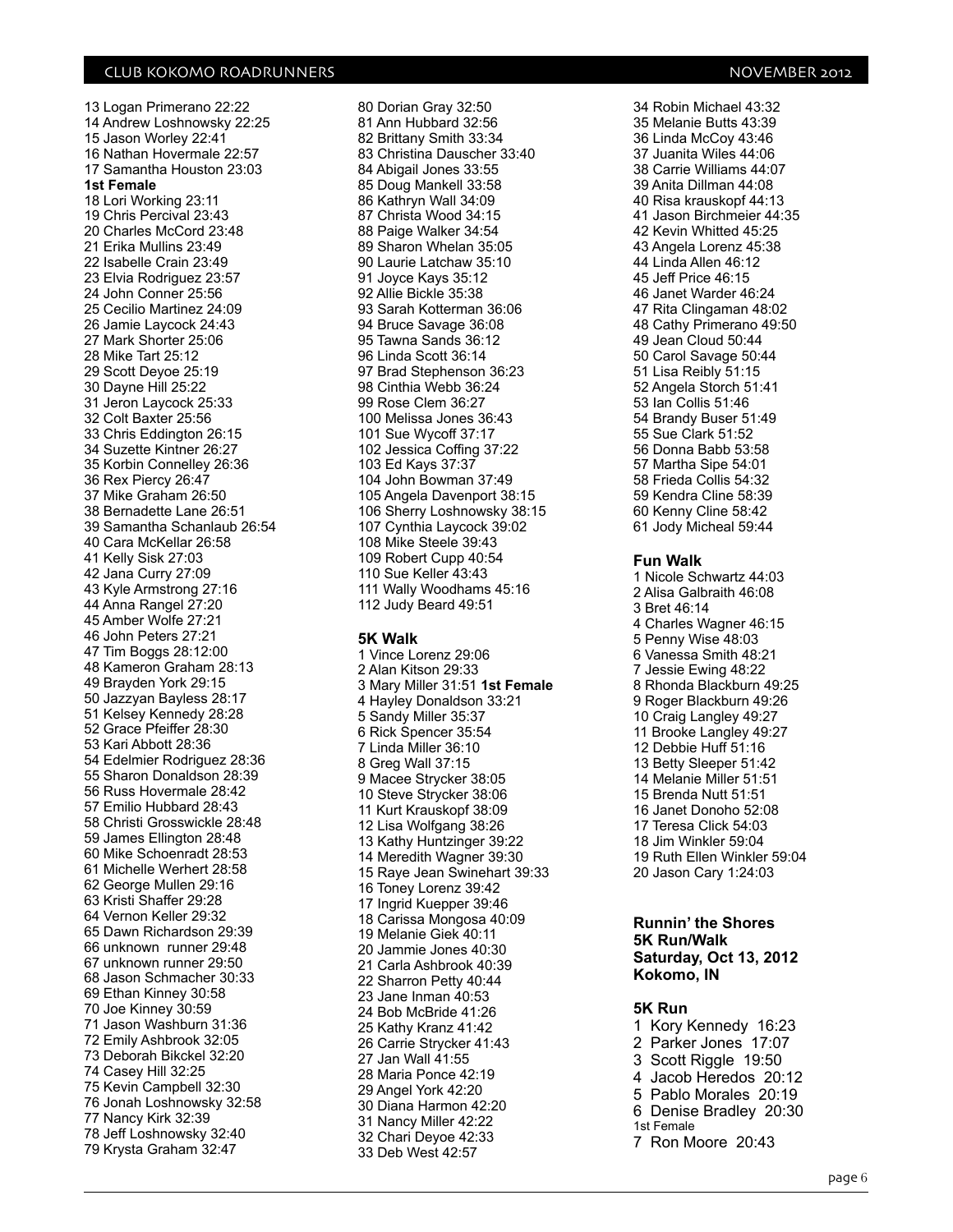13 Logan Primerano 22:22
14 Andrew Loshnowsky 22:25
15 Jason Worley 22:41
16 Nathan Hovermale 22:57
17 Samantha Houston 23:03
**1st Female**
18 Lori Working 23:11
19 Chris Percival 23:43
20 Charles McCord 23:48
21 Erika Mullins 23:49
22 Isabelle Crain 23:49
23 Elvia Rodriguez 23:57
24 John Conner 25:56
25 Cecilio Martinez 24:09
26 Jamie Laycock 24:43
27 Mark Shorter 25:06
28 Mike Tart 25:12
29 Scott Deyoe 25:19
30 Dayne Hill 25:22
31 Jeron Laycock 25:33
32 Colt Baxter 25:56
33 Chris Eddington 26:15
34 Suzette Kintner 26:27
35 Korbin Connelley 26:36
36 Rex Piercy 26:47
37 Mike Graham 26:50
38 Bernadette Lane 26:51
39 Samantha Schanlaub 26:54
40 Cara McKellar 26:58
41 Kelly Sisk 27:03
42 Jana Curry 27:09
43 Kyle Armstrong 27:16
44 Anna Rangel 27:20
45 Amber Wolfe 27:21
46 John Peters 27:21
47 Tim Boggs 28:12:00
48 Kameron Graham 28:13
49 Brayden York 29:15
50 Jazzyan Bayless 28:17
51 Kelsey Kennedy 28:28
52 Grace Pfeiffer 28:30
53 Kari Abbott 28:36
54 Edelmier Rodriguez 28:36
55 Sharon Donaldson 28:39
56 Russ Hovermale 28:42
57 Emilio Hubbard 28:43
58 Christi Grosswickle 28:48
59 James Ellington 28:48
60 Mike Schoenradt 28:53
61 Michelle Werhert 28:58
62 George Mullen 29:16
63 Kristi Shaffer 29:28
64 Vernon Keller 29:32
65 Dawn Richardson 29:39
66 unknown runner 29:48
67 unknown runner 29:50
68 Jason Schmacher 30:33
69 Ethan Kinney 30:58
70 Joe Kinney 30:59
71 Jason Washburn 31:36
72 Emily Ashbrook 32:05
73 Deborah Bikckel 32:20
74 Casey Hill 32:25
75 Kevin Campbell 32:30
76 Jonah Loshnowsky 32:58
77 Nancy Kirk 32:39
78 Jeff Loshnowsky 32:40
79 Krysta Graham 32:47
80 Dorian Gray 32:50
81 Ann Hubbard 32:56
82 Brittany Smith 33:34
83 Christina Dauscher 33:40
84 Abigail Jones 33:55
85 Doug Mankell 33:58
86 Kathryn Wall 34:09
87 Christa Wood 34:15
88 Paige Walker 34:54
89 Sharon Whelan 35:05
90 Laurie Latchaw 35:10
91 Joyce Kays 35:12
92 Allie Bickle 35:38
93 Sarah Kotterman 36:06
94 Bruce Savage 36:08
95 Tawna Sands 36:12
96 Linda Scott 36:14
97 Brad Stephenson 36:23
98 Cinthia Webb 36:24
99 Rose Clem 36:27
100 Melissa Jones 36:43
101 Sue Wycoff 37:17
102 Jessica Coffing 37:22
103 Ed Kays 37:37
104 John Bowman 37:49
105 Angela Davenport 38:15
106 Sherry Loshnowsky 38:15
107 Cynthia Laycock 39:02
108 Mike Steele 39:43
109 Robert Cupp 40:54
110 Sue Keller 43:43
111 Wally Woodhams 45:16
112 Judy Beard 49:51

### 5K Walk

1 Vince Lorenz 29:06
2 Alan Kitson 29:33
3 Mary Miller 31:51 **1st Female**
4 Hayley Donaldson 33:21
5 Sandy Miller 35:37
6 Rick Spencer 35:54
7 Linda Miller 36:10
8 Greg Wall 37:15
9 Macee Strycker 38:05
10 Steve Strycker 38:06
11 Kurt Krauskopf 38:09
12 Lisa Wolfgang 38:26
13 Kathy Huntzinger 39:22
14 Meredith Wagner 39:30
15 Raye Jean Swinehart 39:33
16 Toney Lorenz 39:42
17 Ingrid Kuepper 39:46
18 Carissa Mongosa 40:09
19 Melanie Giek 40:11
20 Jammie Jones 40:30
21 Carla Ashbrook 40:39
22 Sharron Petty 40:44
23 Jane Inman 40:53
24 Bob McBride 41:26
25 Kathy Kranz 41:42
26 Carrie Strycker 41:43
27 Jan Wall 41:55
28 Maria Ponce 42:19
29 Angel York 42:20
30 Diana Harmon 42:20
31 Nancy Miller 42:22
32 Chari Deyoe 42:33
33 Deb West 42:57
34 Robin Michael 43:32
35 Melanie Butts 43:39
36 Linda McCoy 43:46
37 Juanita Wiles 44:06
38 Carrie Williams 44:07
39 Anita Dillman 44:08
40 Risa krauskopf 44:13
41 Jason Birchmeier 44:35
42 Kevin Whitted 45:25
43 Angela Lorenz 45:38
44 Linda Allen 46:12
45 Jeff Price 46:15
46 Janet Warder 46:24
47 Rita Clingaman 48:02
48 Cathy Primerano 49:50
49 Jean Cloud 50:44
50 Carol Savage 50:44
51 Lisa Reibly 51:15
52 Angela Storch 51:41
53 Ian Collis 51:46
54 Brandy Buser 51:49
55 Sue Clark 51:52
56 Donna Babb 53:58
57 Martha Sipe 54:01
58 Frieda Collis 54:32
59 Kendra Cline 58:39
60 Kenny Cline 58:42
61 Jody Micheal 59:44

### Fun Walk

1 Nicole Schwartz 44:03
2 Alisa Galbraith 46:08
3 Bret 46:14
4 Charles Wagner 46:15
5 Penny Wise 48:03
6 Vanessa Smith 48:21
7 Jessie Ewing 48:22
8 Rhonda Blackburn 49:25
9 Roger Blackburn 49:26
10 Craig Langley 49:27
11 Brooke Langley 49:27
12 Debbie Huff 51:16
13 Betty Sleeper 51:42
14 Melanie Miller 51:51
15 Brenda Nutt 51:51
16 Janet Donoho 52:08
17 Teresa Click 54:03
18 Jim Winkler 59:04
19 Ruth Ellen Winkler 59:04
20 Jason Cary 1:24:03

## Runnin' the Shores 5K Run/Walk Saturday, Oct 13, 2012 Kokomo, IN

### 5K Run

1 Kory Kennedy 16:23
2 Parker Jones 17:07
3 Scott Riggle 19:50
4 Jacob Heredos 20:12
5 Pablo Morales 20:19
6 Denise Bradley 20:30
1st Female
7 Ron Moore 20:43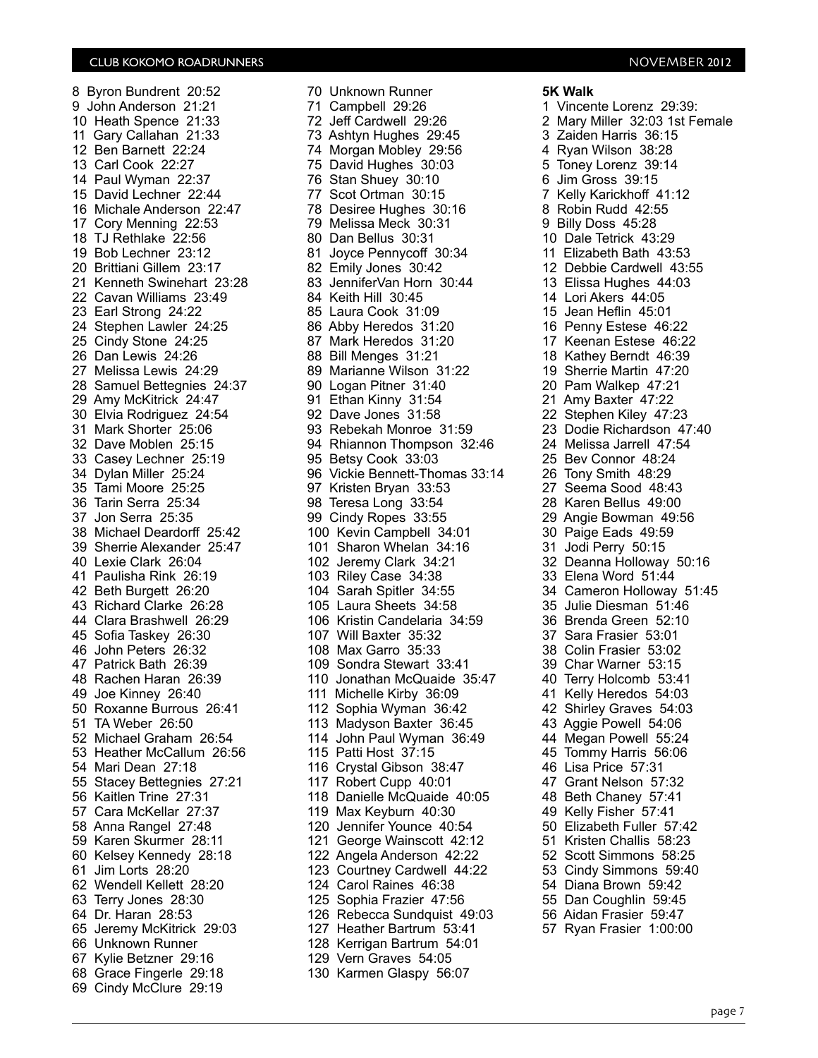8 Byron Bundrent 20:52
9 John Anderson 21:21
10 Heath Spence 21:33
11 Gary Callahan 21:33
12 Ben Barnett 22:24
13 Carl Cook 22:27
14 Paul Wyman 22:37
15 David Lechner 22:44
16 Michale Anderson 22:47
17 Cory Menning 22:53
18 TJ Rethlake 22:56
19 Bob Lechner 23:12
20 Brittiani Gillem 23:17
21 Kenneth Swinehart 23:28
22 Cavan Williams 23:49
23 Earl Strong 24:22
24 Stephen Lawler 24:25
25 Cindy Stone 24:25
26 Dan Lewis 24:26
27 Melissa Lewis 24:29
28 Samuel Bettegnies 24:37
29 Amy McKitrick 24:47
30 Elvia Rodriguez 24:54
31 Mark Shorter 25:06
32 Dave Moblen 25:15
33 Casey Lechner 25:19
34 Dylan Miller 25:24
35 Tami Moore 25:25
36 Tarin Serra 25:34
37 Jon Serra 25:35
38 Michael Deardorff 25:42
39 Sherrie Alexander 25:47
40 Lexie Clark 26:04
41 Paulisha Rink 26:19
42 Beth Burgett 26:20
43 Richard Clarke 26:28
44 Clara Brashwell 26:29
45 Sofia Taskey 26:30
46 John Peters 26:32
47 Patrick Bath 26:39
48 Rachen Haran 26:39
49 Joe Kinney 26:40
50 Roxanne Burrous 26:41
51 TA Weber 26:50
52 Michael Graham 26:54
53 Heather McCallum 26:56
54 Mari Dean 27:18
55 Stacey Bettegnies 27:21
56 Kaitlen Trine 27:31
57 Cara McKellar 27:37
58 Anna Rangel 27:48
59 Karen Skurmer 28:11
60 Kelsey Kennedy 28:18
61 Jim Lorts 28:20
62 Wendell Kellett 28:20
63 Terry Jones 28:30
64 Dr. Haran 28:53
65 Jeremy McKitrick 29:03
66 Unknown Runner
67 Kylie Betzner 29:16
68 Grace Fingerle 29:18
69 Cindy McClure 29:19
70 Unknown Runner
71 Campbell 29:26
72 Jeff Cardwell 29:26
73 Ashtyn Hughes 29:45
74 Morgan Mobley 29:56
75 David Hughes 30:03
76 Stan Shuey 30:10
77 Scot Ortman 30:15
78 Desiree Hughes 30:16
79 Melissa Meck 30:31
80 Dan Bellus 30:31
81 Joyce Pennycoff 30:34
82 Emily Jones 30:42
83 JenniferVan Horn 30:44
84 Keith Hill 30:45
85 Laura Cook 31:09
86 Abby Heredos 31:20
87 Mark Heredos 31:20
88 Bill Menges 31:21
89 Marianne Wilson 31:22
90 Logan Pitner 31:40
91 Ethan Kinny 31:54
92 Dave Jones 31:58
93 Rebekah Monroe 31:59
94 Rhiannon Thompson 32:46
95 Betsy Cook 33:03
96 Vickie Bennett-Thomas 33:14
97 Kristen Bryan 33:53
98 Teresa Long 33:54
99 Cindy Ropes 33:55
100 Kevin Campbell 34:01
101 Sharon Whelan 34:16
102 Jeremy Clark 34:21
103 Riley Case 34:38
104 Sarah Spitler 34:55
105 Laura Sheets 34:58
106 Kristin Candelaria 34:59
107 Will Baxter 35:32
108 Max Garro 35:33
109 Sondra Stewart 33:41
110 Jonathan McQuaide 35:47
111 Michelle Kirby 36:09
112 Sophia Wyman 36:42
113 Madyson Baxter 36:45
114 John Paul Wyman 36:49
115 Patti Host 37:15
116 Crystal Gibson 38:47
117 Robert Cupp 40:01
118 Danielle McQuaide 40:05
119 Max Keyburn 40:30
120 Jennifer Younce 40:54
121 George Wainscott 42:12
122 Angela Anderson 42:22
123 Courtney Cardwell 44:22
124 Carol Raines 46:38
125 Sophia Frazier 47:56
126 Rebecca Sundquist 49:03
127 Heather Bartrum 53:41
128 Kerrigan Bartrum 54:01
129 Vern Graves 54:05
130 Karmen Glaspy 56:07

**5K Walk**

1 Vincente Lorenz 29:39:
2 Mary Miller 32:03 1st Female
3 Zaiden Harris 36:15
4 Ryan Wilson 38:28
5 Toney Lorenz 39:14
6 Jim Gross 39:15
7 Kelly Karickhoff 41:12
8 Robin Rudd 42:55
9 Billy Doss 45:28
10 Dale Tetrick 43:29
11 Elizabeth Bath 43:53
12 Debbie Cardwell 43:55
13 Elissa Hughes 44:03
14 Lori Akers 44:05
15 Jean Heflin 45:01
16 Penny Estese 46:22
17 Keenan Estese 46:22
18 Kathey Berndt 46:39
19 Sherrie Martin 47:20
20 Pam Walkep 47:21
21 Amy Baxter 47:22
22 Stephen Kiley 47:23
23 Dodie Richardson 47:40
24 Melissa Jarrell 47:54
25 Bev Connor 48:24
26 Tony Smith 48:29
27 Seema Sood 48:43
28 Karen Bellus 49:00
29 Angie Bowman 49:56
30 Paige Eads 49:59
31 Jodi Perry 50:15
32 Deanna Holloway 50:16
33 Elena Word 51:44
34 Cameron Holloway 51:45
35 Julie Diesman 51:46
36 Brenda Green 52:10
37 Sara Frasier 53:01
38 Colin Frasier 53:02
39 Char Warner 53:15
40 Terry Holcomb 53:41
41 Kelly Heredos 54:03
42 Shirley Graves 54:03
43 Aggie Powell 54:06
44 Megan Powell 55:24
45 Tommy Harris 56:06
46 Lisa Price 57:31
47 Grant Nelson 57:32
48 Beth Chaney 57:41
49 Kelly Fisher 57:41
50 Elizabeth Fuller 57:42
51 Kristen Challis 58:23
52 Scott Simmons 58:25
53 Cindy Simmons 59:40
54 Diana Brown 59:42
55 Dan Coughlin 59:45
56 Aidan Frasier 59:47
57 Ryan Frasier 1:00:00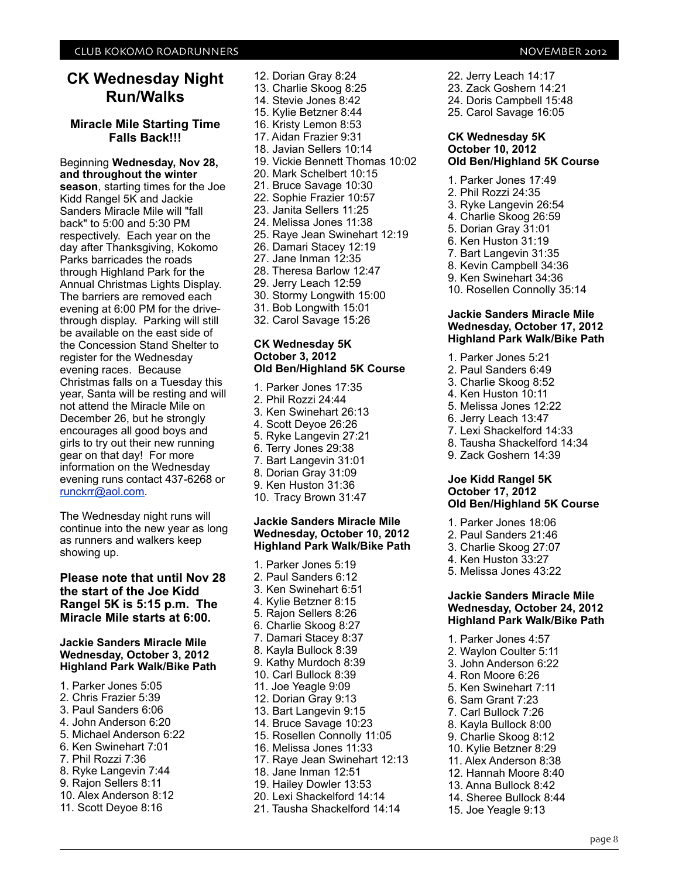## CK Wednesday Night Run/Walks

### Miracle Mile Starting Time Falls Back!!!

Beginning **Wednesday, Nov 28, and throughout the winter season**, starting times for the Joe Kidd Rangel 5K and Jackie Sanders Miracle Mile will "fall back" to 5:00 and 5:30 PM respectively. Each year on the day after Thanksgiving, Kokomo Parks barricades the roads through Highland Park for the Annual Christmas Lights Display. The barriers are removed each evening at 6:00 PM for the drive-through display. Parking will still be available on the east side of the Concession Stand Shelter to register for the Wednesday evening races. Because Christmas falls on a Tuesday this year, Santa will be resting and will not attend the Miracle Mile on December 26, but he strongly encourages all good boys and girls to try out their new running gear on that day! For more information on the Wednesday evening runs contact 437-6268 or runckrr@aol.com.

The Wednesday night runs will continue into the new year as long as runners and walkers keep showing up.

**Please note that until Nov 28 the start of the Joe Kidd Rangel 5K is 5:15 p.m. The Miracle Mile starts at 6:00.**

**Jackie Sanders Miracle Mile**
**Wednesday, October 3, 2012**
**Highland Park Walk/Bike Path**

1. Parker Jones 5:05
2. Chris Frazier 5:39
3. Paul Sanders 6:06
4. John Anderson 6:20
5. Michael Anderson 6:22
6. Ken Swinehart 7:01
7. Phil Rozzi 7:36
8. Ryke Langevin 7:44
9. Rajon Sellers 8:11
10. Alex Anderson 8:12
11. Scott Deyoe 8:16
12. Dorian Gray 8:24
13. Charlie Skoog 8:25
14. Stevie Jones 8:42
15. Kylie Betzner 8:44
16. Kristy Lemon 8:53
17. Aidan Frazier 9:31
18. Javian Sellers 10:14
19. Vickie Bennett Thomas 10:02
20. Mark Schelbert 10:15
21. Bruce Savage 10:30
22. Sophie Frazier 10:57
23. Janita Sellers 11:25
24. Melissa Jones 11:38
25. Raye Jean Swinehart 12:19
26. Damari Stacey 12:19
27. Jane Inman 12:35
28. Theresa Barlow 12:47
29. Jerry Leach 12:59
30. Stormy Longwith 15:00
31. Bob Longwith 15:01
32. Carol Savage 15:26

**CK Wednesday 5K**
**October 3, 2012**
**Old Ben/Highland 5K Course**

1. Parker Jones 17:35
2. Phil Rozzi 24:44
3. Ken Swinehart 26:13
4. Scott Deyoe 26:26
5. Ryke Langevin 27:21
6. Terry Jones 29:38
7. Bart Langevin 31:01
8. Dorian Gray 31:09
9. Ken Huston 31:36
10. Tracy Brown 31:47

**Jackie Sanders Miracle Mile**
**Wednesday, October 10, 2012**
**Highland Park Walk/Bike Path**

1. Parker Jones 5:19
2. Paul Sanders 6:12
3. Ken Swinehart 6:51
4. Kylie Betzner 8:15
5. Rajon Sellers 8:26
6. Charlie Skoog 8:27
7. Damari Stacey 8:37
8. Kayla Bullock 8:39
9. Kathy Murdoch 8:39
10. Carl Bullock 8:39
11. Joe Yeagle 9:09
12. Dorian Gray 9:13
13. Bart Langevin 9:15
14. Bruce Savage 10:23
15. Rosellen Connolly 11:05
16. Melissa Jones 11:33
17. Raye Jean Swinehart 12:13
18. Jane Inman 12:51
19. Hailey Dowler 13:53
20. Lexi Shackelford 14:14
21. Tausha Shackelford 14:14
22. Jerry Leach 14:17
23. Zack Goshern 14:21
24. Doris Campbell 15:48
25. Carol Savage 16:05

**CK Wednesday 5K**
**October 10, 2012**
**Old Ben/Highland 5K Course**

1. Parker Jones 17:49
2. Phil Rozzi 24:35
3. Ryke Langevin 26:54
4. Charlie Skoog 26:59
5. Dorian Gray 31:01
6. Ken Huston 31:19
7. Bart Langevin 31:35
8. Kevin Campbell 34:36
9. Ken Swinehart 34:36
10. Rosellen Connolly 35:14

**Jackie Sanders Miracle Mile**
**Wednesday, October 17, 2012**
**Highland Park Walk/Bike Path**

1. Parker Jones 5:21
2. Paul Sanders 6:49
3. Charlie Skoog 8:52
4. Ken Huston 10:11
5. Melissa Jones 12:22
6. Jerry Leach 13:47
7. Lexi Shackelford 14:33
8. Tausha Shackelford 14:34
9. Zack Goshern 14:39

**Joe Kidd Rangel 5K**
**October 17, 2012**
**Old Ben/Highland 5K Course**

1. Parker Jones 18:06
2. Paul Sanders 21:46
3. Charlie Skoog 27:07
4. Ken Huston 33:27
5. Melissa Jones 43:22

**Jackie Sanders Miracle Mile**
**Wednesday, October 24, 2012**
**Highland Park Walk/Bike Path**

1. Parker Jones 4:57
2. Waylon Coulter 5:11
3. John Anderson 6:22
4. Ron Moore 6:26
5. Ken Swinehart 7:11
6. Sam Grant 7:23
7. Carl Bullock 7:26
8. Kayla Bullock 8:00
9. Charlie Skoog 8:12
10. Kylie Betzner 8:29
11. Alex Anderson 8:38
12. Hannah Moore 8:40
13. Anna Bullock 8:42
14. Sheree Bullock 8:44
15. Joe Yeagle 9:13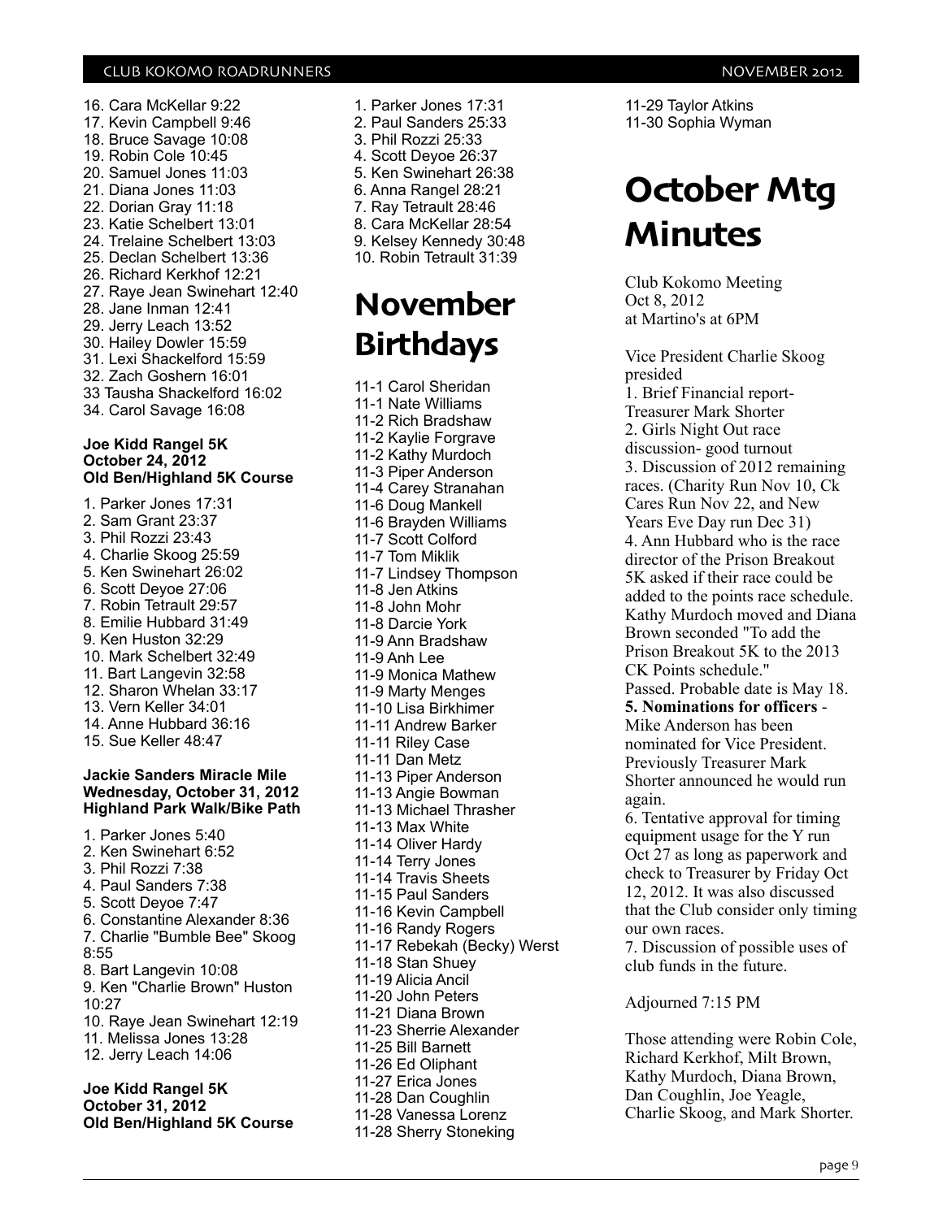16. Cara McKellar 9:22
17. Kevin Campbell 9:46
18. Bruce Savage 10:08
19. Robin Cole 10:45
20. Samuel Jones 11:03
21. Diana Jones 11:03
22. Dorian Gray 11:18
23. Katie Schelbert 13:01
24. Trelaine Schelbert 13:03
25. Declan Schelbert 13:36
26. Richard Kerkhof 12:21
27. Raye Jean Swinehart 12:40
28. Jane Inman 12:41
29. Jerry Leach 13:52
30. Hailey Dowler 15:59
31. Lexi Shackelford 15:59
32. Zach Goshern 16:01
33 Tausha Shackelford 16:02
34. Carol Savage 16:08

**Joe Kidd Rangel 5K**
**October 24, 2012**
**Old Ben/Highland 5K Course**

1. Parker Jones 17:31
2. Sam Grant 23:37
3. Phil Rozzi 23:43
4. Charlie Skoog 25:59
5. Ken Swinehart 26:02
6. Scott Deyoe 27:06
7. Robin Tetrault 29:57
8. Emilie Hubbard 31:49
9. Ken Huston 32:29
10. Mark Schelbert 32:49
11. Bart Langevin 32:58
12. Sharon Whelan 33:17
13. Vern Keller 34:01
14. Anne Hubbard 36:16
15. Sue Keller 48:47

**Jackie Sanders Miracle Mile**
**Wednesday, October 31, 2012**
**Highland Park Walk/Bike Path**

1. Parker Jones 5:40
2. Ken Swinehart 6:52
3. Phil Rozzi 7:38
4. Paul Sanders 7:38
5. Scott Deyoe 7:47
6. Constantine Alexander 8:36
7. Charlie "Bumble Bee" Skoog 8:55
8. Bart Langevin 10:08
9. Ken "Charlie Brown" Huston 10:27
10. Raye Jean Swinehart 12:19
11. Melissa Jones 13:28
12. Jerry Leach 14:06

**Joe Kidd Rangel 5K**
**October 31, 2012**
**Old Ben/Highland 5K Course**

1. Parker Jones 17:31
2. Paul Sanders 25:33
3. Phil Rozzi 25:33
4. Scott Deyoe 26:37
5. Ken Swinehart 26:38
6. Anna Rangel 28:21
7. Ray Tetrault 28:46
8. Cara McKellar 28:54
9. Kelsey Kennedy 30:48
10. Robin Tetrault 31:39

# November Birthdays

11-1 Carol Sheridan
11-1 Nate Williams
11-2 Rich Bradshaw
11-2 Kaylie Forgrave
11-2 Kathy Murdoch
11-3 Piper Anderson
11-4 Carey Stranahan
11-6 Doug Mankell
11-6 Brayden Williams
11-7 Scott Colford
11-7 Tom Miklik
11-7 Lindsey Thompson
11-8 Jen Atkins
11-8 John Mohr
11-8 Darcie York
11-9 Ann Bradshaw
11-9 Anh Lee
11-9 Monica Mathew
11-9 Marty Menges
11-10 Lisa Birkhimer
11-11 Andrew Barker
11-11 Riley Case
11-11 Dan Metz
11-13 Piper Anderson
11-13 Angie Bowman
11-13 Michael Thrasher
11-13 Max White
11-14 Oliver Hardy
11-14 Terry Jones
11-14 Travis Sheets
11-15 Paul Sanders
11-16 Kevin Campbell
11-16 Randy Rogers
11-17 Rebekah (Becky) Werst
11-18 Stan Shuey
11-19 Alicia Ancil
11-20 John Peters
11-21 Diana Brown
11-23 Sherrie Alexander
11-25 Bill Barnett
11-26 Ed Oliphant
11-27 Erica Jones
11-28 Dan Coughlin
11-28 Vanessa Lorenz
11-28 Sherry Stoneking
11-29 Taylor Atkins
11-30 Sophia Wyman

# October Mtg Minutes

Club Kokomo Meeting
Oct 8, 2012
at Martino's at 6PM

Vice President Charlie Skoog presided

1. Brief Financial report- Treasurer Mark Shorter
2. Girls Night Out race discussion- good turnout
3. Discussion of 2012 remaining races. (Charity Run Nov 10, Ck Cares Run Nov 22, and New Years Eve Day run Dec 31)
4. Ann Hubbard who is the race director of the Prison Breakout 5K asked if their race could be added to the points race schedule. Kathy Murdoch moved and Diana Brown seconded "To add the Prison Breakout 5K to the 2013 CK Points schedule." Passed. Probable date is May 18.
5. **Nominations for officers** - Mike Anderson has been nominated for Vice President. Previously Treasurer Mark Shorter announced he would run again.
6. Tentative approval for timing equipment usage for the Y run Oct 27 as long as paperwork and check to Treasurer by Friday Oct 12, 2012. It was also discussed that the Club consider only timing our own races.
7. Discussion of possible uses of club funds in the future.

Adjourned 7:15 PM

Those attending were Robin Cole, Richard Kerkhof, Milt Brown, Kathy Murdoch, Diana Brown, Dan Coughlin, Joe Yeagle, Charlie Skoog, and Mark Shorter.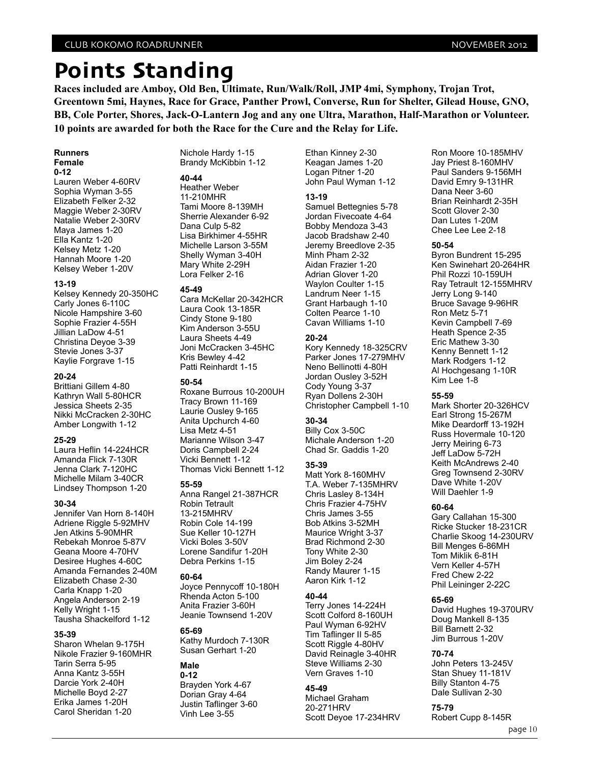# Points Standing

**Races included are Amboy, Old Ben, Ultimate, Run/Walk/Roll, JMP 4mi, Symphony, Trojan Trot, Greentown 5mi, Haynes, Race for Grace, Panther Prowl, Converse, Run for Shelter, Gilead House, GNO, BB, Cole Porter, Shores, Jack-O-Lantern Jog and any one Ultra, Marathon, Half-Marathon or Volunteer. 10 points are awarded for both the Race for the Cure and the Relay for Life.**

**Runners**
**Female**
**0-12**

Lauren Weber 4-60RV
Sophia Wyman 3-55
Elizabeth Felker 2-32
Maggie Weber 2-30RV
Natalie Weber 2-30RV
Maya James 1-20
Ella Kantz 1-20
Kelsey Metz 1-20
Hannah Moore 1-20
Kelsey Weber 1-20V

**13-19**

Kelsey Kennedy 20-350HC
Carly Jones 6-110C
Nicole Hampshire 3-60
Sophie Frazier 4-55H
Jillian LaDow 4-51
Christina Deyoe 3-39
Stevie Jones 3-37
Kaylie Forgrave 1-15

**20-24**

Brittiani Gillem 4-80
Kathryn Wall 5-80HCR
Jessica Sheets 2-35
Nikki McCracken 2-30HC
Amber Longwith 1-12

**25-29**

Laura Heflin 14-224HCR
Amanda Flick 7-130R
Jenna Clark 7-120HC
Michelle Milam 3-40CR
Lindsey Thompson 1-20

**30-34**

Jennifer Van Horn 8-140H
Adriene Riggle 5-92MHV
Jen Atkins 5-90MHR
Rebekah Monroe 5-87V
Geana Moore 4-70HV
Desiree Hughes 4-60C
Amanda Fernandes 2-40M
Elizabeth Chase 2-30
Carla Knapp 1-20
Angela Anderson 2-19
Kelly Wright 1-15
Tausha Shackelford 1-12

**35-39**

Sharon Whelan 9-175H
Nikole Frazier 9-160MHR
Tarin Serra 5-95
Anna Kantz 3-55H
Darcie York 2-40H
Michelle Boyd 2-27
Erika James 1-20H
Carol Sheridan 1-20
Nichole Hardy 1-15
Brandy McKibbin 1-12

**40-44**

Heather Weber 11-210MHR
Tami Moore 8-139MH
Sherrie Alexander 6-92
Dana Culp 5-82
Lisa Birkhimer 4-55HR
Michelle Larson 3-55M
Shelly Wyman 3-40H
Mary White 2-29H
Lora Felker 2-16

**45-49**

Cara McKellar 20-342HCR
Laura Cook 13-185R
Cindy Stone 9-180
Kim Anderson 3-55U
Laura Sheets 4-49
Joni McCracken 3-45HC
Kris Bewley 4-42
Patti Reinhardt 1-15

**50-54**

Roxane Burrous 10-200UH
Tracy Brown 11-169
Laurie Ousley 9-165
Anita Upchurch 4-60
Lisa Metz 4-51
Marianne Wilson 3-47
Doris Campbell 2-24
Vicki Bennett 1-12
Thomas Vicki Bennett 1-12

**55-59**

Anna Rangel 21-387HCR
Robin Tetrault 13-215MHRV
Robin Cole 14-199
Sue Keller 10-127H
Vicki Boles 3-50V
Lorene Sandifur 1-20H
Debra Perkins 1-15

**60-64**

Joyce Pennycoff 10-180H
Rhenda Acton 5-100
Anita Frazier 3-60H
Jeanie Townsend 1-20V

**65-69**

Kathy Murdoch 7-130R
Susan Gerhart 1-20

**Male**
**0-12**

Brayden York 4-67
Dorian Gray 4-64
Justin Taflinger 3-60
Vinh Lee 3-55
Ethan Kinney 2-30
Keagan James 1-20
Logan Pitner 1-20
John Paul Wyman 1-12

**13-19**

Samuel Bettegnies 5-78
Jordan Fivecoate 4-64
Bobby Mendoza 3-43
Jacob Bradshaw 2-40
Jeremy Breedlove 2-35
Minh Pham 2-32
Aidan Frazier 1-20
Adrian Glover 1-20
Waylon Coulter 1-15
Landrum Neer 1-15
Grant Harbaugh 1-10
Colten Pearce 1-10
Cavan Williams 1-10

**20-24**

Kory Kennedy 18-325CRV
Parker Jones 17-279MHV
Neno Bellinotti 4-80H
Jordan Ousley 3-52H
Cody Young 3-37
Ryan Dollens 2-30H
Christopher Campbell 1-10

**30-34**

Billy Cox 3-50C
Michale Anderson 1-20
Chad Sr. Gaddis 1-20

**35-39**

Matt York 8-160MHV
T.A. Weber 7-135MHRV
Chris Lasley 8-134H
Chris Frazier 4-75HV
Chris James 3-55
Bob Atkins 3-52MH
Maurice Wright 3-37
Brad Richmond 2-30
Tony White 2-30
Jim Boley 2-24
Randy Maurer 1-15
Aaron Kirk 1-12

**40-44**

Terry Jones 14-224H
Scott Colford 8-160UH
Paul Wyman 6-92HV
Tim Taflinger II 5-85
Scott Riggle 4-80HV
David Reinagle 3-40HR
Steve Williams 2-30
Vern Graves 1-10

**45-49**

Michael Graham 20-271HRV
Scott Deyoe 17-234HRV
Ron Moore 10-185MHV
Jay Priest 8-160MHV
Paul Sanders 9-156MH
David Emry 9-131HR
Dana Neer 3-60
Brian Reinhardt 2-35H
Scott Glover 2-30
Dan Lutes 1-20M
Chee Lee Lee 2-18

**50-54**

Byron Bundrent 15-295
Ken Swinehart 20-264HR
Phil Rozzi 10-159UH
Ray Tetrault 12-155MHRV
Jerry Long 9-140
Bruce Savage 9-96HR
Ron Metz 5-71
Kevin Campbell 7-69
Heath Spence 2-35
Eric Mathew 3-30
Kenny Bennett 1-12
Mark Rodgers 1-12
Al Hochgesang 1-10R
Kim Lee 1-8

**55-59**

Mark Shorter 20-326HCV
Earl Strong 15-267M
Mike Deardorff 13-192H
Russ Hovermale 10-120
Jerry Meiring 6-73
Jeff LaDow 5-72H
Keith McAndrews 2-40
Greg Townsend 2-30RV
Dave White 1-20V
Will Daehler 1-9

**60-64**

Gary Callahan 15-300
Ricke Stucker 18-231CR
Charlie Skoog 14-230URV
Bill Menges 6-86MH
Tom Miklik 6-81H
Vern Keller 4-57H
Fred Chew 2-22
Phil Leininger 2-22C

**65-69**

David Hughes 19-370URV
Doug Mankell 8-135
Bill Barnett 2-32
Jim Burrous 1-20V

**70-74**

John Peters 13-245V
Stan Shuey 11-181V
Billy Stanton 4-75
Dale Sullivan 2-30

**75-79**

Robert Cupp 8-145R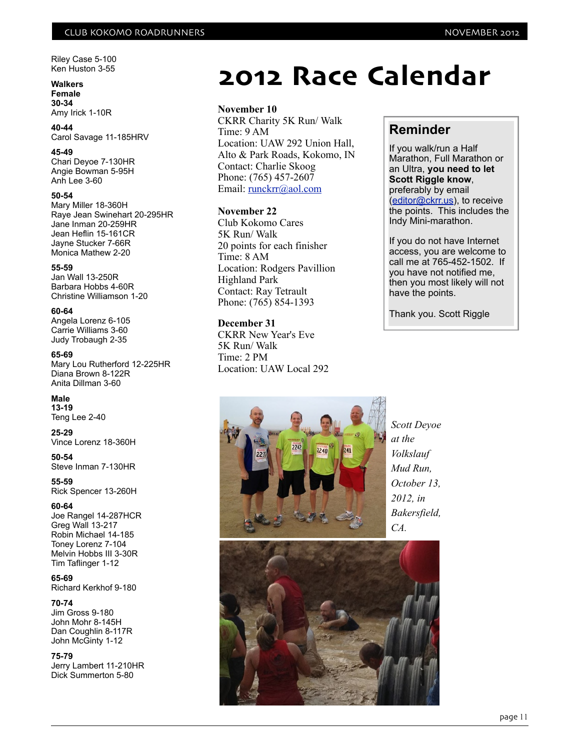Riley Case 5-100
Ken Huston 3-55

**Walkers**
**Female**
**30-34**
Amy Irick 1-10R

**40-44**
Carol Savage 11-185HRV

**45-49**
Chari Deyoe 7-130HR
Angie Bowman 5-95H
Anh Lee 3-60

**50-54**
Mary Miller 18-360H
Raye Jean Swinehart 20-295HR
Jane Inman 20-259HR
Jean Heflin 15-161CR
Jayne Stucker 7-66R
Monica Mathew 2-20

**55-59**
Jan Wall 13-250R
Barbara Hobbs 4-60R
Christine Williamson 1-20

**60-64**
Angela Lorenz 6-105
Carrie Williams 3-60
Judy Trobaugh 2-35

**65-69**
Mary Lou Rutherford 12-225HR
Diana Brown 8-122R
Anita Dillman 3-60

**Male**
**13-19**
Teng Lee 2-40

**25-29**
Vince Lorenz 18-360H

**50-54**
Steve Inman 7-130HR

**55-59**
Rick Spencer 13-260H

**60-64**
Joe Rangel 14-287HCR
Greg Wall 13-217
Robin Michael 14-185
Toney Lorenz 7-104
Melvin Hobbs III 3-30R
Tim Taflinger 1-12

**65-69**
Richard Kerkhof 9-180

**70-74**
Jim Gross 9-180
John Mohr 8-145H
Dan Coughlin 8-117R
John McGinty 1-12

**75-79**
Jerry Lambert 11-210HR
Dick Summerton 5-80

# 2012 Race Calendar

**November 10**
CKRR Charity 5K Run/ Walk
Time: 9 AM
Location: UAW 292 Union Hall, Alto & Park Roads, Kokomo, IN
Contact: Charlie Skoog
Phone: (765) 457-2607
Email: runckrr@aol.com

**November 22**
Club Kokomo Cares
5K Run/ Walk
20 points for each finisher
Time: 8 AM
Location: Rodgers Pavillion Highland Park
Contact: Ray Tetrault
Phone: (765) 854-1393

**December 31**
CKRR New Year's Eve
5K Run/ Walk
Time: 2 PM
Location: UAW Local 292

## Reminder

If you walk/run a Half Marathon, Full Marathon or an Ultra, **you need to let Scott Riggle know**, preferably by email (editor@ckrr.us), to receive the points. This includes the Indy Mini-marathon.

If you do not have Internet access, you are welcome to call me at 765-452-1502. If you have not notified me, then you most likely will not have the points.

Thank you. Scott Riggle

*Scott Deyoe at the Volkslauf Mud Run, October 13, 2012, in Bakersfield, CA.*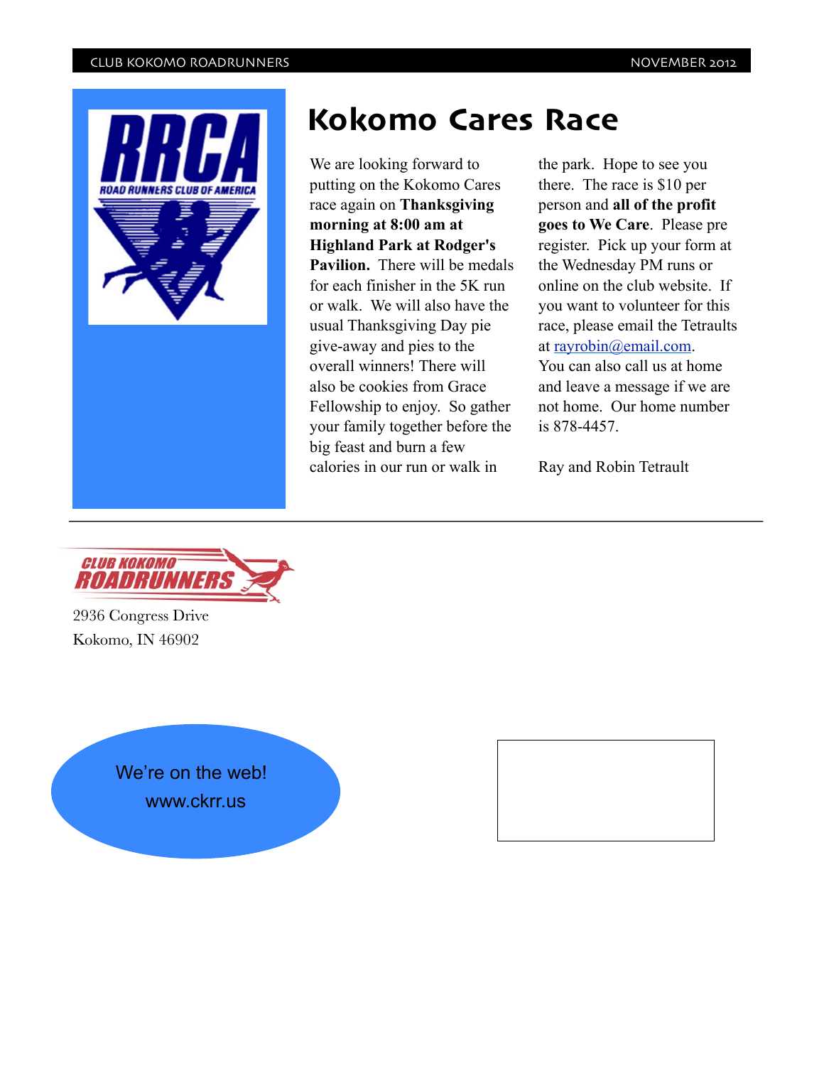# Kokomo Cares Race

We are looking forward to putting on the Kokomo Cares race again on **Thanksgiving morning at 8:00 am at Highland Park at Rodger's Pavilion.** There will be medals for each finisher in the 5K run or walk. We will also have the usual Thanksgiving Day pie give-away and pies to the overall winners! There will also be cookies from Grace Fellowship to enjoy. So gather your family together before the big feast and burn a few calories in our run or walk in the park. Hope to see you there. The race is $10 per person and **all of the profit goes to We Care**. Please pre register. Pick up your form at the Wednesday PM runs or online on the club website. If you want to volunteer for this race, please email the Tetraults at rayrobin@email.com. You can also call us at home and leave a message if we are not home. Our home number is 878-4457.

Ray and Robin Tetrault

---

CLUB KOKOMO ROADRUNNERS

2936 Congress Drive
Kokomo, IN 46902

We're on the web!
www.ckrr.us